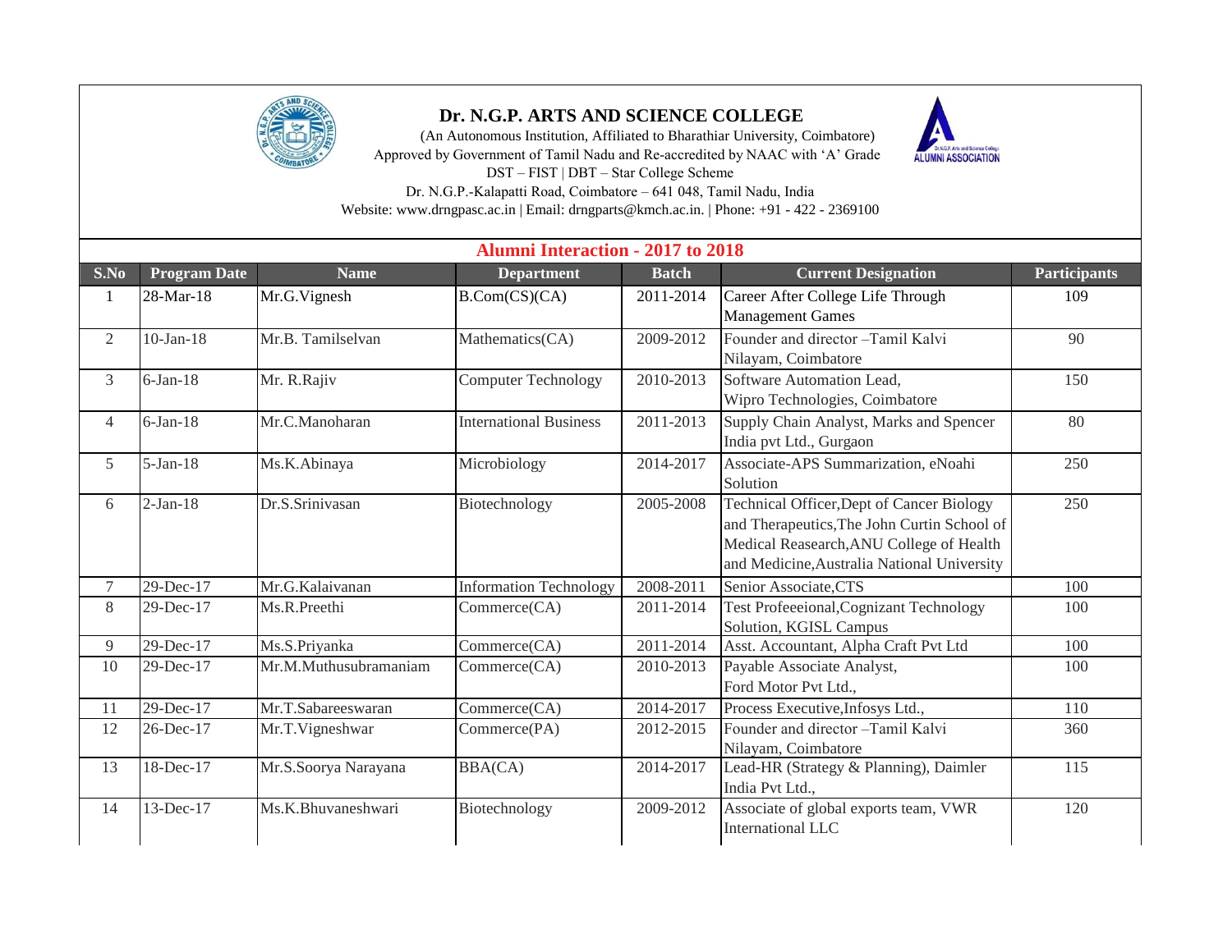# Dr. N.G.P. ARTS AND SCIENCE COLLEGE

(An Autonomous Institution, Affiliated to Bharathiar University, Coimbatore)
Approved by Government of Tamil Nadu and Re-accredited by NAAC with 'A' Grade
DST – FIST | DBT – Star College Scheme
Dr. N.G.P.-Kalapatti Road, Coimbatore – 641 048, Tamil Nadu, India
Website: www.drngpasc.ac.in | Email: drngparts@kmch.ac.in. | Phone: +91 - 422 - 2369100

## Alumni Interaction - 2017 to 2018

| S.No | Program Date | Name | Department | Batch | Current Designation | Participants |
|---|---|---|---|---|---|---|
| 1 | 28-Mar-18 | Mr.G.Vignesh | B.Com(CS)(CA) | 2011-2014 | Career After College Life Through Management Games | 109 |
| 2 | 10-Jan-18 | Mr.B. Tamilselvan | Mathematics(CA) | 2009-2012 | Founder and director –Tamil Kalvi Nilayam, Coimbatore | 90 |
| 3 | 6-Jan-18 | Mr. R.Rajiv | Computer Technology | 2010-2013 | Software Automation Lead, Wipro Technologies, Coimbatore | 150 |
| 4 | 6-Jan-18 | Mr.C.Manoharan | International Business | 2011-2013 | Supply Chain Analyst, Marks and Spencer India pvt Ltd., Gurgaon | 80 |
| 5 | 5-Jan-18 | Ms.K.Abinaya | Microbiology | 2014-2017 | Associate-APS Summarization, eNoahi Solution | 250 |
| 6 | 2-Jan-18 | Dr.S.Srinivasan | Biotechnology | 2005-2008 | Technical Officer,Dept of Cancer Biology and Therapeutics,The John Curtin School of Medical Reasearch,ANU College of Health and Medicine,Australia National University | 250 |
| 7 | 29-Dec-17 | Mr.G.Kalaivanan | Information Technology | 2008-2011 | Senior Associate,CTS | 100 |
| 8 | 29-Dec-17 | Ms.R.Preethi | Commerce(CA) | 2011-2014 | Test Profeeeional,Cognizant Technology Solution, KGISL Campus | 100 |
| 9 | 29-Dec-17 | Ms.S.Priyanka | Commerce(CA) | 2011-2014 | Asst. Accountant, Alpha Craft Pvt Ltd | 100 |
| 10 | 29-Dec-17 | Mr.M.Muthusubramaniam | Commerce(CA) | 2010-2013 | Payable Associate Analyst, Ford Motor Pvt Ltd., | 100 |
| 11 | 29-Dec-17 | Mr.T.Sabareeswaran | Commerce(CA) | 2014-2017 | Process Executive,Infosys Ltd., | 110 |
| 12 | 26-Dec-17 | Mr.T.Vigneshwar | Commerce(PA) | 2012-2015 | Founder and director –Tamil Kalvi Nilayam, Coimbatore | 360 |
| 13 | 18-Dec-17 | Mr.S.Soorya Narayana | BBA(CA) | 2014-2017 | Lead-HR (Strategy & Planning), Daimler India Pvt Ltd., | 115 |
| 14 | 13-Dec-17 | Ms.K.Bhuvaneshwari | Biotechnology | 2009-2012 | Associate of global exports team, VWR International LLC | 120 |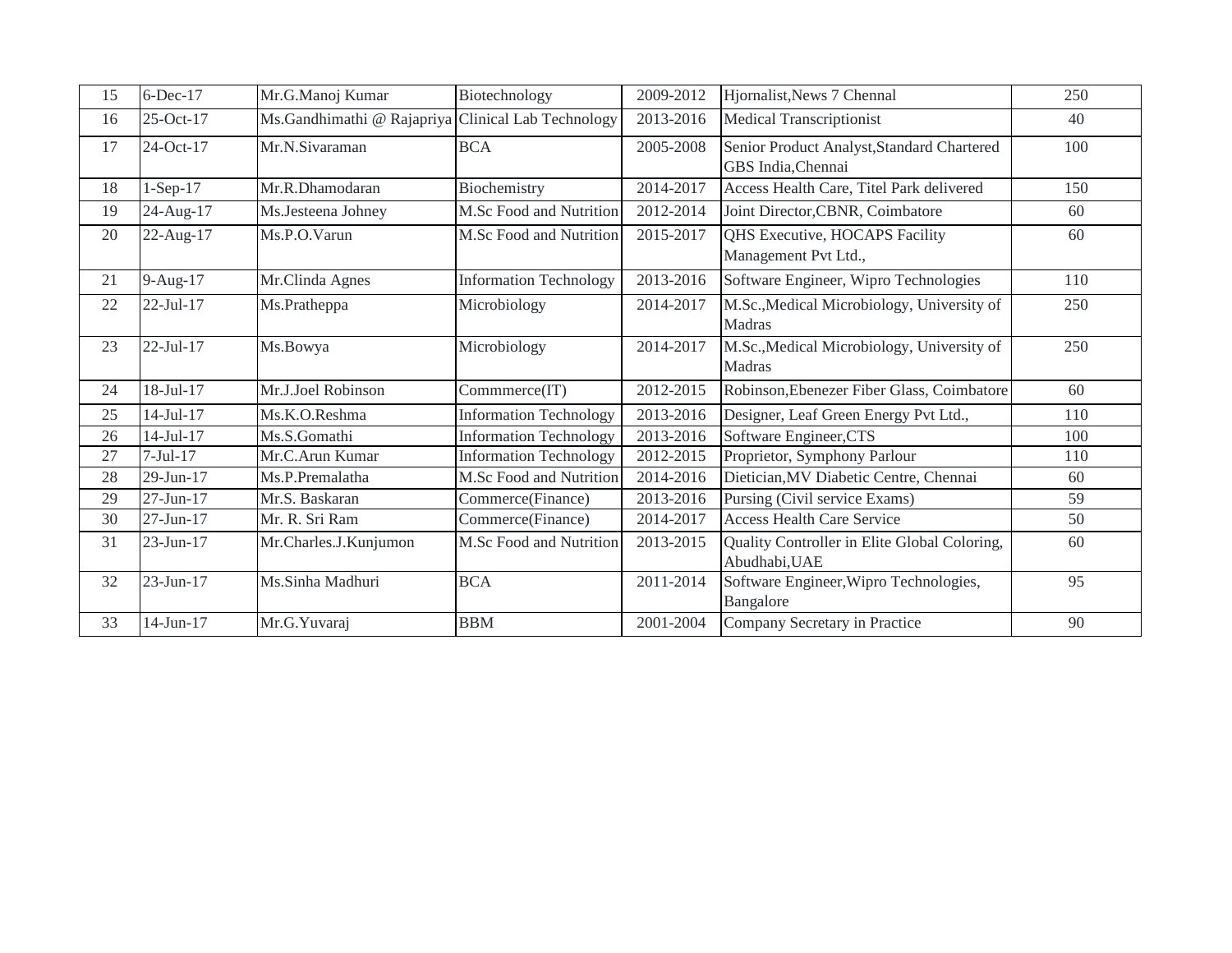| | | | | | | |
|---|---|---|---|---|---|---|
| 15 | 6-Dec-17 | Mr.G.Manoj Kumar | Biotechnology | 2009-2012 | Hjornalist,News 7 Chennal | 250 |
| 16 | 25-Oct-17 | Ms.Gandhimathi @ Rajapriya | Clinical Lab Technology | 2013-2016 | Medical Transcriptionist | 40 |
| 17 | 24-Oct-17 | Mr.N.Sivaraman | BCA | 2005-2008 | Senior Product Analyst,Standard Chartered GBS India,Chennai | 100 |
| 18 | 1-Sep-17 | Mr.R.Dhamodaran | Biochemistry | 2014-2017 | Access Health Care, Titel Park delivered | 150 |
| 19 | 24-Aug-17 | Ms.Jesteena Johney | M.Sc Food and Nutrition | 2012-2014 | Joint Director,CBNR, Coimbatore | 60 |
| 20 | 22-Aug-17 | Ms.P.O.Varun | M.Sc Food and Nutrition | 2015-2017 | QHS Executive, HOCAPS Facility Management Pvt Ltd., | 60 |
| 21 | 9-Aug-17 | Mr.Clinda Agnes | Information Technology | 2013-2016 | Software Engineer, Wipro Technologies | 110 |
| 22 | 22-Jul-17 | Ms.Pratheppa | Microbiology | 2014-2017 | M.Sc.,Medical Microbiology, University of Madras | 250 |
| 23 | 22-Jul-17 | Ms.Bowya | Microbiology | 2014-2017 | M.Sc.,Medical Microbiology, University of Madras | 250 |
| 24 | 18-Jul-17 | Mr.J.Joel Robinson | Commmerce(IT) | 2012-2015 | Robinson,Ebenezer Fiber Glass, Coimbatore | 60 |
| 25 | 14-Jul-17 | Ms.K.O.Reshma | Information Technology | 2013-2016 | Designer, Leaf Green Energy Pvt Ltd., | 110 |
| 26 | 14-Jul-17 | Ms.S.Gomathi | Information Technology | 2013-2016 | Software Engineer,CTS | 100 |
| 27 | 7-Jul-17 | Mr.C.Arun Kumar | Information Technology | 2012-2015 | Proprietor, Symphony Parlour | 110 |
| 28 | 29-Jun-17 | Ms.P.Premalatha | M.Sc Food and Nutrition | 2014-2016 | Dietician,MV Diabetic Centre, Chennai | 60 |
| 29 | 27-Jun-17 | Mr.S. Baskaran | Commerce(Finance) | 2013-2016 | Pursing (Civil service Exams) | 59 |
| 30 | 27-Jun-17 | Mr. R. Sri Ram | Commerce(Finance) | 2014-2017 | Access Health Care Service | 50 |
| 31 | 23-Jun-17 | Mr.Charles.J.Kunjumon | M.Sc Food and Nutrition | 2013-2015 | Quality Controller in Elite Global Coloring, Abudhabi,UAE | 60 |
| 32 | 23-Jun-17 | Ms.Sinha Madhuri | BCA | 2011-2014 | Software Engineer,Wipro Technologies, Bangalore | 95 |
| 33 | 14-Jun-17 | Mr.G.Yuvaraj | BBM | 2001-2004 | Company Secretary in Practice | 90 |